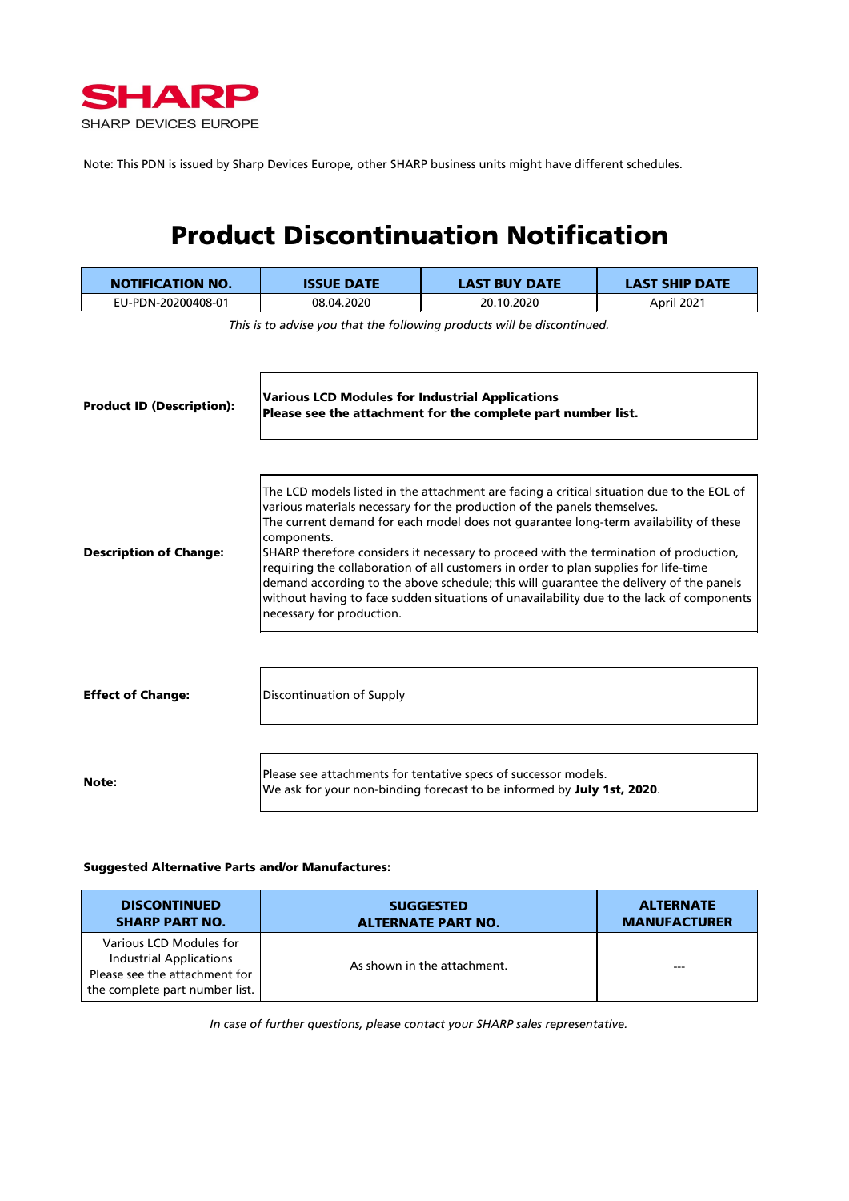SHARP
SHARP DEVICES EUROPE

Note: This PDN is issued by Sharp Devices Europe, other SHARP business units might have different schedules.

# Product Discontinuation Notification

| NOTIFICATION NO. | ISSUE DATE | LAST BUY DATE | LAST SHIP DATE |
|---|---|---|---|
| EU-PDN-20200408-01 | 08.04.2020 | 20.10.2020 | April 2021 |

*This is to advise you that the following products will be discontinued.*

**Product ID (Description):**

**Various LCD Modules for Industrial Applications**
**Please see the attachment for the complete part number list.**

**Description of Change:**

The LCD models listed in the attachment are facing a critical situation due to the EOL of various materials necessary for the production of the panels themselves.
The current demand for each model does not guarantee long-term availability of these components.
SHARP therefore considers it necessary to proceed with the termination of production, requiring the collaboration of all customers in order to plan supplies for life-time demand according to the above schedule; this will guarantee the delivery of the panels without having to face sudden situations of unavailability due to the lack of components necessary for production.

**Effect of Change:**

Discontinuation of Supply

**Note:**

Please see attachments for tentative specs of successor models.
We ask for your non-binding forecast to be informed by **July 1st, 2020**.

**Suggested Alternative Parts and/or Manufactures:**

| DISCONTINUED SHARP PART NO. | SUGGESTED ALTERNATE PART NO. | ALTERNATE MANUFACTURER |
|---|---|---|
| Various LCD Modules for Industrial Applications Please see the attachment for the complete part number list. | As shown in the attachment. | --- |

*In case of further questions, please contact your SHARP sales representative.*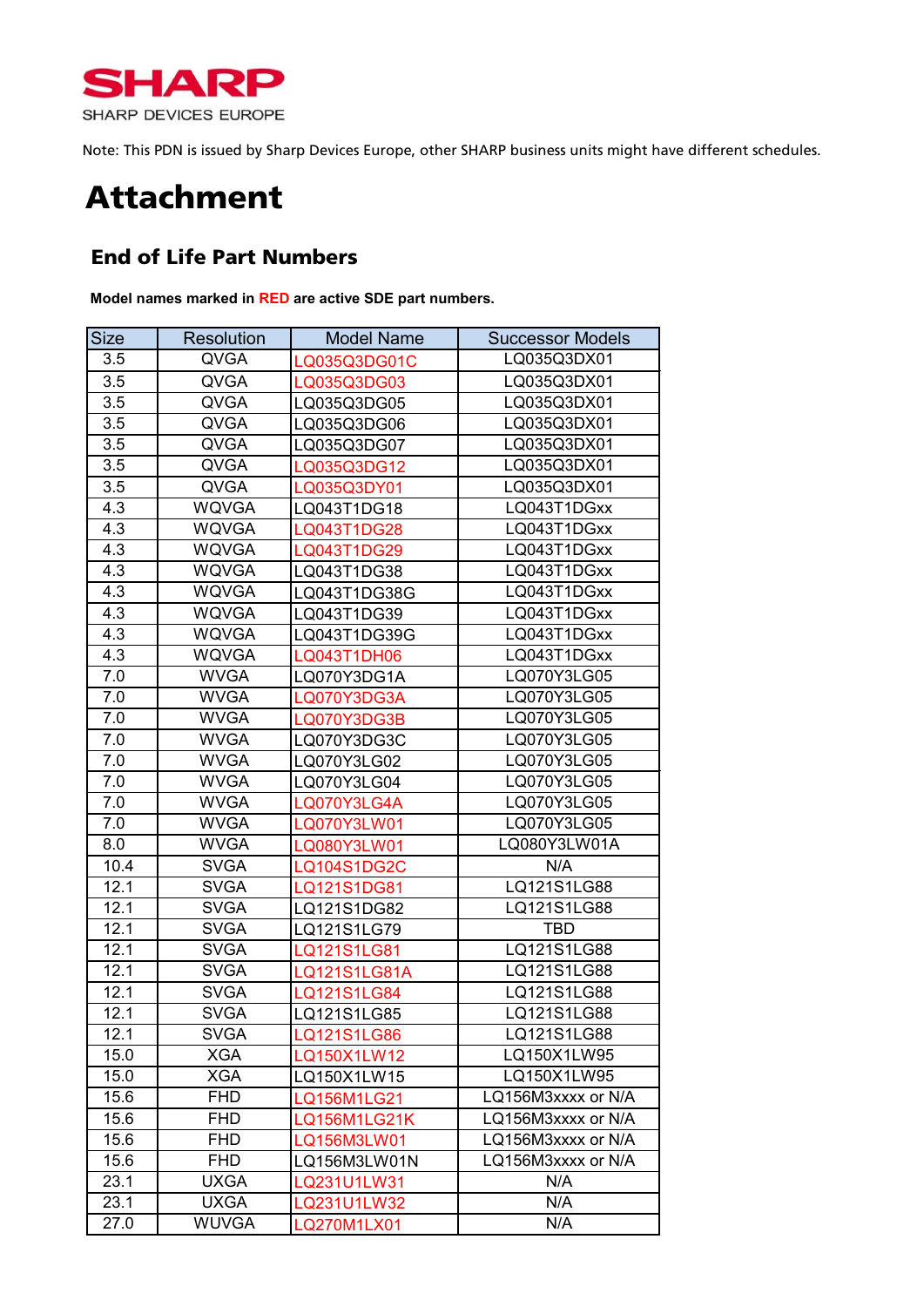SHARP

SHARP DEVICES EUROPE

Note: This PDN is issued by Sharp Devices Europe, other SHARP business units might have different schedules.

# Attachment

## End of Life Part Numbers

**Model names marked in RED are active SDE part numbers.**

| Size | Resolution | Model Name | Successor Models |
|---|---|---|---|
| 3.5 | QVGA | LQ035Q3DG01C | LQ035Q3DX01 |
| 3.5 | QVGA | LQ035Q3DG03 | LQ035Q3DX01 |
| 3.5 | QVGA | LQ035Q3DG05 | LQ035Q3DX01 |
| 3.5 | QVGA | LQ035Q3DG06 | LQ035Q3DX01 |
| 3.5 | QVGA | LQ035Q3DG07 | LQ035Q3DX01 |
| 3.5 | QVGA | LQ035Q3DG12 | LQ035Q3DX01 |
| 3.5 | QVGA | LQ035Q3DY01 | LQ035Q3DX01 |
| 4.3 | WQVGA | LQ043T1DG18 | LQ043T1DGxx |
| 4.3 | WQVGA | LQ043T1DG28 | LQ043T1DGxx |
| 4.3 | WQVGA | LQ043T1DG29 | LQ043T1DGxx |
| 4.3 | WQVGA | LQ043T1DG38 | LQ043T1DGxx |
| 4.3 | WQVGA | LQ043T1DG38G | LQ043T1DGxx |
| 4.3 | WQVGA | LQ043T1DG39 | LQ043T1DGxx |
| 4.3 | WQVGA | LQ043T1DG39G | LQ043T1DGxx |
| 4.3 | WQVGA | LQ043T1DH06 | LQ043T1DGxx |
| 7.0 | WVGA | LQ070Y3DG1A | LQ070Y3LG05 |
| 7.0 | WVGA | LQ070Y3DG3A | LQ070Y3LG05 |
| 7.0 | WVGA | LQ070Y3DG3B | LQ070Y3LG05 |
| 7.0 | WVGA | LQ070Y3DG3C | LQ070Y3LG05 |
| 7.0 | WVGA | LQ070Y3LG02 | LQ070Y3LG05 |
| 7.0 | WVGA | LQ070Y3LG04 | LQ070Y3LG05 |
| 7.0 | WVGA | LQ070Y3LG4A | LQ070Y3LG05 |
| 7.0 | WVGA | LQ070Y3LW01 | LQ070Y3LG05 |
| 8.0 | WVGA | LQ080Y3LW01 | LQ080Y3LW01A |
| 10.4 | SVGA | LQ104S1DG2C | N/A |
| 12.1 | SVGA | LQ121S1DG81 | LQ121S1LG88 |
| 12.1 | SVGA | LQ121S1DG82 | LQ121S1LG88 |
| 12.1 | SVGA | LQ121S1LG79 | TBD |
| 12.1 | SVGA | LQ121S1LG81 | LQ121S1LG88 |
| 12.1 | SVGA | LQ121S1LG81A | LQ121S1LG88 |
| 12.1 | SVGA | LQ121S1LG84 | LQ121S1LG88 |
| 12.1 | SVGA | LQ121S1LG85 | LQ121S1LG88 |
| 12.1 | SVGA | LQ121S1LG86 | LQ121S1LG88 |
| 15.0 | XGA | LQ150X1LW12 | LQ150X1LW95 |
| 15.0 | XGA | LQ150X1LW15 | LQ150X1LW95 |
| 15.6 | FHD | LQ156M1LG21 | LQ156M3xxxx or N/A |
| 15.6 | FHD | LQ156M1LG21K | LQ156M3xxxx or N/A |
| 15.6 | FHD | LQ156M3LW01 | LQ156M3xxxx or N/A |
| 15.6 | FHD | LQ156M3LW01N | LQ156M3xxxx or N/A |
| 23.1 | UXGA | LQ231U1LW31 | N/A |
| 23.1 | UXGA | LQ231U1LW32 | N/A |
| 27.0 | WUVGA | LQ270M1LX01 | N/A |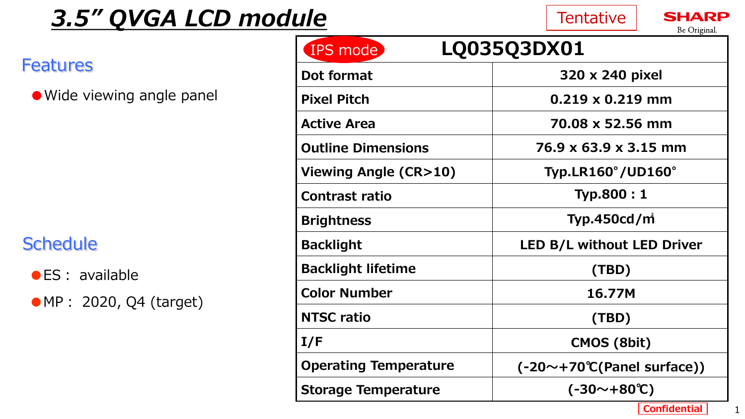# 3.5" QVGA LCD module

Tentative

SHARP
Be Original.

## Features

- Wide viewing angle panel

## Schedule

- ES : available
- MP : 2020, Q4 (target)

| IPS mode | LQ035Q3DX01 |
|---|---|
| **Dot format** | **320 x 240 pixel** |
| **Pixel Pitch** | **0.219 x 0.219 mm** |
| **Active Area** | **70.08 x 52.56 mm** |
| **Outline Dimensions** | **76.9 x 63.9 x 3.15 mm** |
| **Viewing Angle (CR>10)** | **Typ.LR160°/UD160°** |
| **Contrast ratio** | **Typ.800 : 1** |
| **Brightness** | **Typ.450cd/㎡** |
| **Backlight** | **LED B/L without LED Driver** |
| **Backlight lifetime** | **(TBD)** |
| **Color Number** | **16.77M** |
| **NTSC ratio** | **(TBD)** |
| **I/F** | **CMOS (8bit)** |
| **Operating Temperature** | **(-20～+70℃(Panel surface))** |
| **Storage Temperature** | **(-30～+80℃)** |

Confidential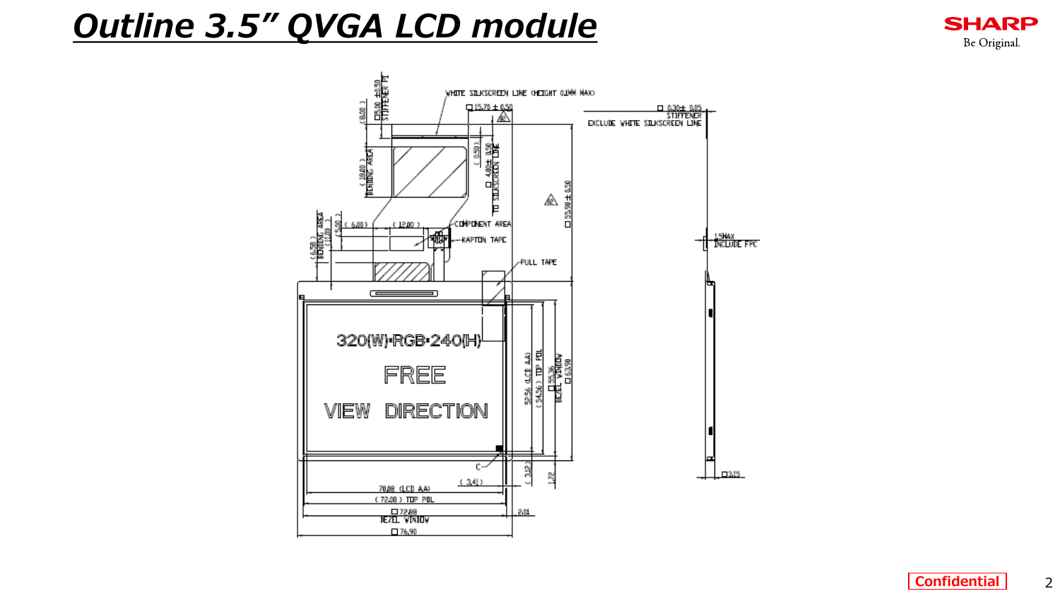# Outline 3.5" QVGA LCD module

WHITE SILKSCREEN LINE (HEIGHT 0.1MM MAX)

□ 15.70 ± 0.50

□ 0.30 ± 0.05 STIFFENER EXCLUDE WHITE SILKSCREEN LINE

( 8.00 )

□ 5.00 ± 0.50 STIFFENER PI

( 18.00 ) BENDING AREA

( 0.50 )

□ 4.00 ± 0.50 TO SILKSCREEN LINE

□ 55.90 ± 0.50

( 6.00 ) ( 12.00 ) COMPONENT AREA

KAPTON TAPE

( 6.50 ) BENDING AREA ( 11.00 ) ( 5.00 )

1.5MAX INCLUDE FPC

PULL TAPE

320(W)*RGB*240(H)

FREE

VIEW DIRECTION

52.56 (LCD AA)

( 54.56 ) TOP POL

□ 55.36 BEZEL WINDOW

□ 63.90

C

( 3.41 )

( 3.12 )

1.72

70.08 (LCD AA)

( 72.08 ) TOP POL

□ 72.88 BEZEL WINDOW

2.01

□ 76.90

□ 3.15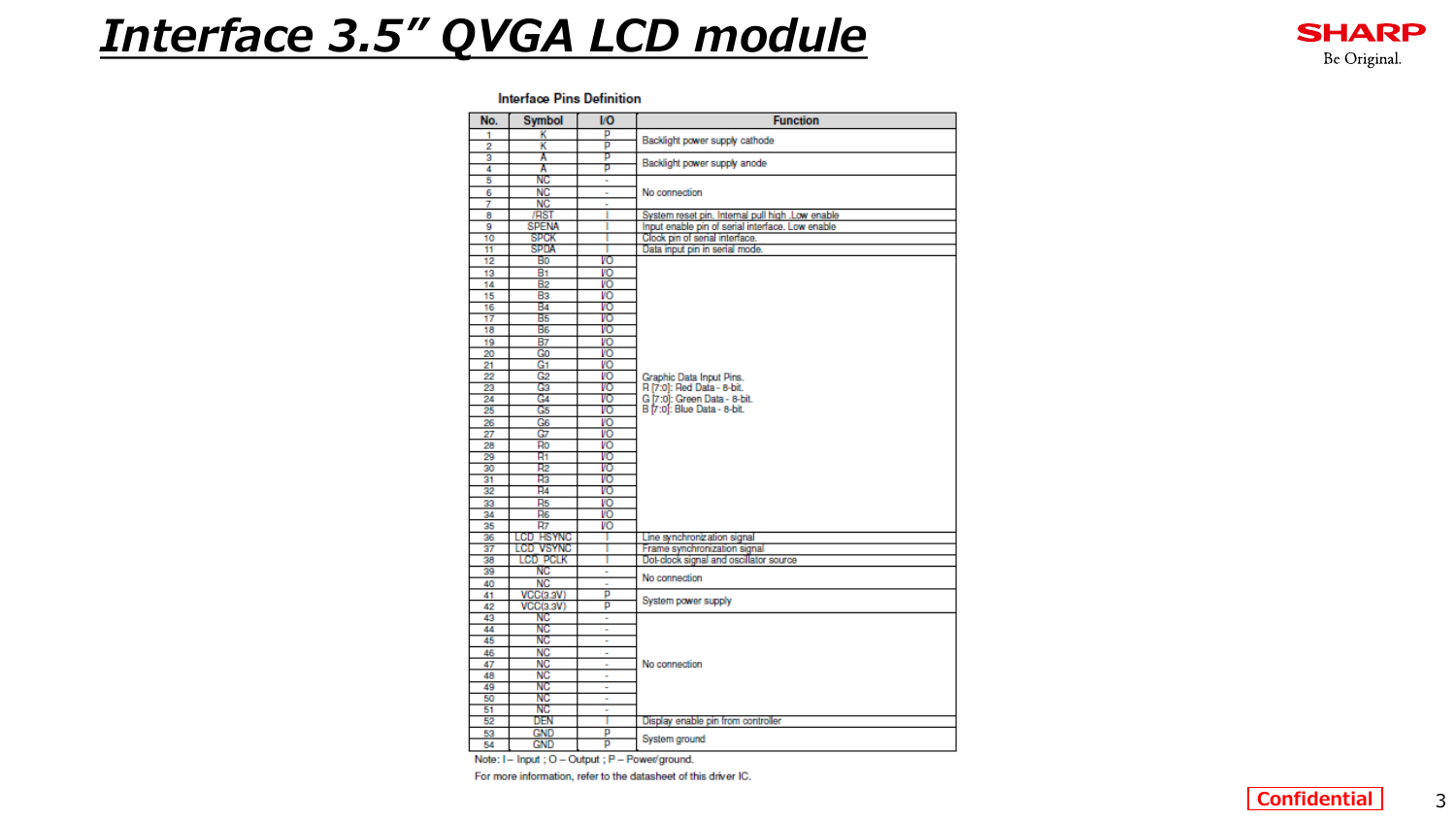# Interface 3.5" QVGA LCD module

**Interface Pins Definition**

| No. | Symbol | I/O | Function |
|---|---|---|---|
| 1 | K | P | Backlight power supply cathode |
| 2 | K | P | |
| 3 | A | P | Backlight power supply anode |
| 4 | A | P | |
| 5 | NC | - | No connection |
| 6 | NC | - | |
| 7 | NC | - | |
| 8 | /RST | I | System reset pin. Internal pull high .Low enable |
| 9 | SPENA | I | Input enable pin of serial interface. Low enable |
| 10 | SPCK | I | Clock pin of serial interface. |
| 11 | SPDA | I | Data input pin in serial mode. |
| 12 | B0 | I/O | Graphic Data Input Pins. R [7:0]: Red Data - 8-bit. G [7:0]: Green Data - 8-bit. B [7:0]: Blue Data - 8-bit. |
| 13 | B1 | I/O | |
| 14 | B2 | I/O | |
| 15 | B3 | I/O | |
| 16 | B4 | I/O | |
| 17 | B5 | I/O | |
| 18 | B6 | I/O | |
| 19 | B7 | I/O | |
| 20 | G0 | I/O | |
| 21 | G1 | I/O | |
| 22 | G2 | I/O | |
| 23 | G3 | I/O | |
| 24 | G4 | I/O | |
| 25 | G5 | I/O | |
| 26 | G6 | I/O | |
| 27 | G7 | I/O | |
| 28 | R0 | I/O | |
| 29 | R1 | I/O | |
| 30 | R2 | I/O | |
| 31 | R3 | I/O | |
| 32 | R4 | I/O | |
| 33 | R5 | I/O | |
| 34 | R6 | I/O | |
| 35 | R7 | I/O | |
| 36 | LCD_HSYNC | I | Line synchronization signal |
| 37 | LCD_VSYNC | I | Frame synchronization signal |
| 38 | LCD_PCLK | I | Dot-clock signal and oscillator source |
| 39 | NC | - | No connection |
| 40 | NC | - | |
| 41 | VCC(3.3V) | P | System power supply |
| 42 | VCC(3.3V) | P | |
| 43 | NC | - | No connection |
| 44 | NC | - | |
| 45 | NC | - | |
| 46 | NC | - | |
| 47 | NC | - | |
| 48 | NC | - | |
| 49 | NC | - | |
| 50 | NC | - | |
| 51 | NC | - | |
| 52 | DEN | I | Display enable pin from controller |
| 53 | GND | P | System ground |
| 54 | GND | P | |

Note: I – Input ; O – Output ; P – Power/ground.

For more information, refer to the datasheet of this driver IC.

Confidential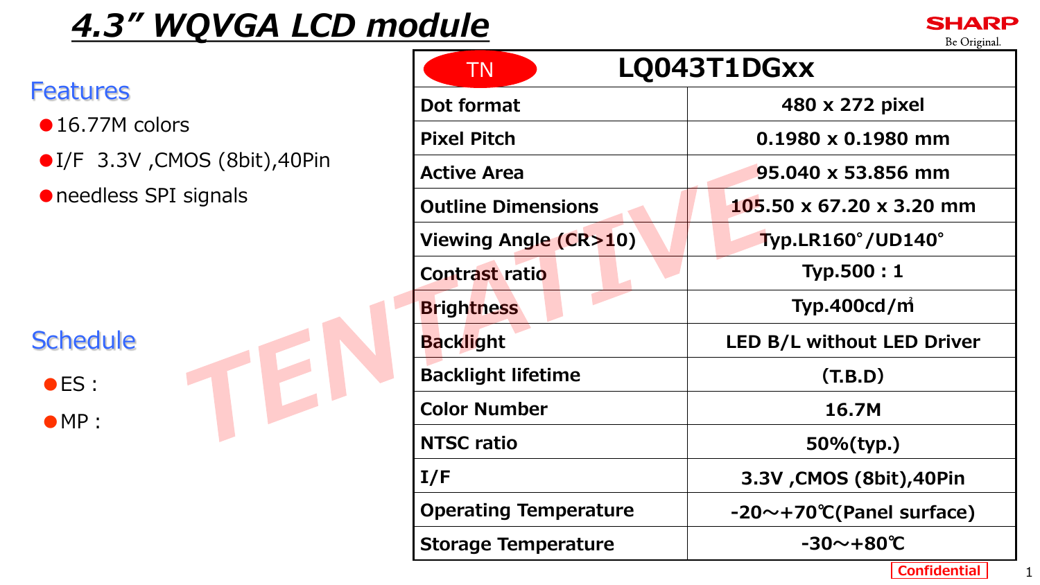# 4.3" WQVGA LCD module

SHARP Be Original.

## Features

- 16.77M colors
- I/F 3.3V ,CMOS (8bit),40Pin
- needless SPI signals

## Schedule

- ES :
- MP :

| TN | LQ043T1DGxx |
|---|---|
| Dot format | 480 x 272 pixel |
| Pixel Pitch | 0.1980 x 0.1980 mm |
| Active Area | 95.040 x 53.856 mm |
| Outline Dimensions | 105.50 x 67.20 x 3.20 mm |
| Viewing Angle (CR>10) | Typ.LR160°/UD140° |
| Contrast ratio | Typ.500 : 1 |
| Brightness | Typ.400cd/㎡ |
| Backlight | LED B/L without LED Driver |
| Backlight lifetime | (T.B.D) |
| Color Number | 16.7M |
| NTSC ratio | 50%(typ.) |
| I/F | 3.3V ,CMOS (8bit),40Pin |
| Operating Temperature | -20～+70℃(Panel surface) |
| Storage Temperature | -30～+80℃ |

TENTATIVE

Confidential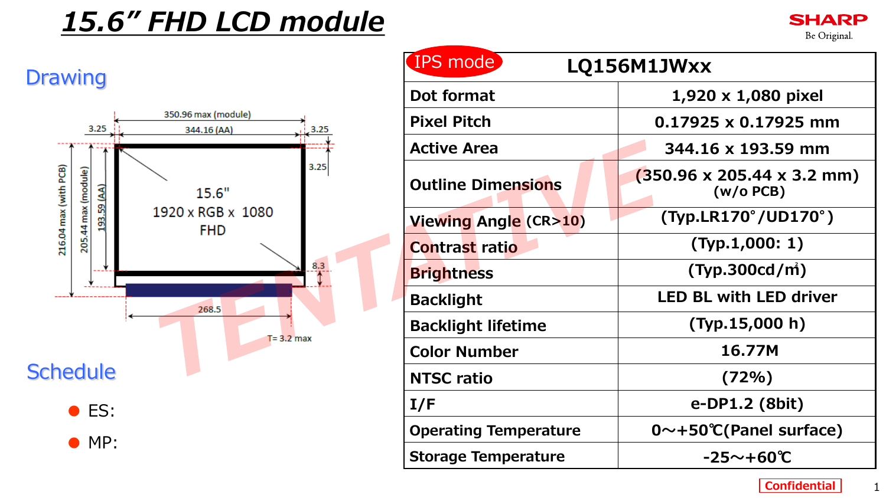# 15.6" FHD LCD module

SHARP
Be Original.

## Drawing

350.96 max (module)
344.16 (AA)
3.25
3.25
3.25
216.04 max (with PCB)
205.44 max (module)
193.59 (AA)
15.6"
1920 x RGB x 1080
FHD
8.3
268.5
T= 3.2 max

## Schedule

- ES:
- MP:

| IPS mode | LQ156M1JWxx |
|---|---|
| Dot format | 1,920 x 1,080 pixel |
| Pixel Pitch | 0.17925 x 0.17925 mm |
| Active Area | 344.16 x 193.59 mm |
| Outline Dimensions | (350.96 x 205.44 x 3.2 mm) (w/o PCB) |
| Viewing Angle (CR>10) | (Typ.LR170°/UD170°) |
| Contrast ratio | (Typ.1,000: 1) |
| Brightness | (Typ.300cd/㎡) |
| Backlight | LED BL with LED driver |
| Backlight lifetime | (Typ.15,000 h) |
| Color Number | 16.77M |
| NTSC ratio | (72%) |
| I/F | e-DP1.2 (8bit) |
| Operating Temperature | 0～+50℃(Panel surface) |
| Storage Temperature | -25～+60℃ |

TENTATIVE

Confidential